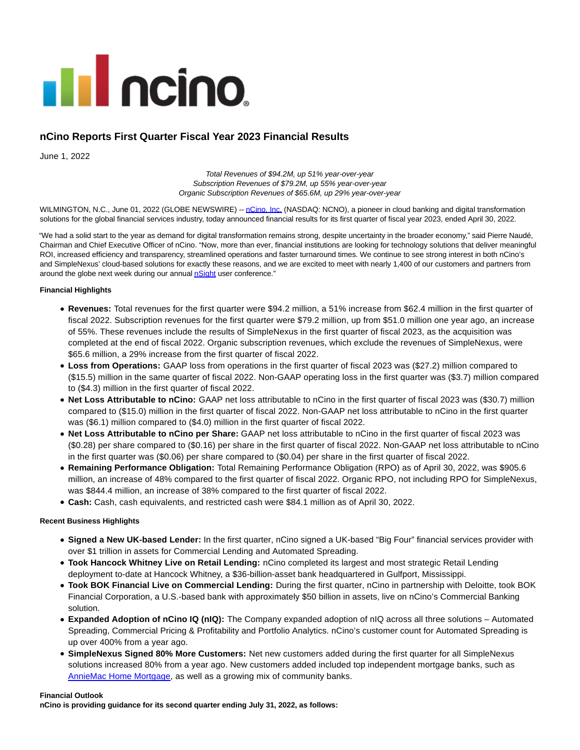# nCino Reports First Quarter Fiscal Year 2023 Financial Results

June 1, 2022

*Total Revenues of $94.2M, up 51% year-over-year*
*Subscription Revenues of $79.2M, up 55% year-over-year*
*Organic Subscription Revenues of $65.6M, up 29% year-over-year*

WILMINGTON, N.C., June 01, 2022 (GLOBE NEWSWIRE) -- nCino, Inc. (NASDAQ: NCNO), a pioneer in cloud banking and digital transformation solutions for the global financial services industry, today announced financial results for its first quarter of fiscal year 2023, ended April 30, 2022.

"We had a solid start to the year as demand for digital transformation remains strong, despite uncertainty in the broader economy," said Pierre Naudé, Chairman and Chief Executive Officer of nCino. "Now, more than ever, financial institutions are looking for technology solutions that deliver meaningful ROI, increased efficiency and transparency, streamlined operations and faster turnaround times. We continue to see strong interest in both nCino's and SimpleNexus' cloud-based solutions for exactly these reasons, and we are excited to meet with nearly 1,400 of our customers and partners from around the globe next week during our annual nSight user conference."

**Financial Highlights**

- **Revenues:** Total revenues for the first quarter were $94.2 million, a 51% increase from $62.4 million in the first quarter of fiscal 2022. Subscription revenues for the first quarter were $79.2 million, up from $51.0 million one year ago, an increase of 55%. These revenues include the results of SimpleNexus in the first quarter of fiscal 2023, as the acquisition was completed at the end of fiscal 2022. Organic subscription revenues, which exclude the revenues of SimpleNexus, were $65.6 million, a 29% increase from the first quarter of fiscal 2022.
- **Loss from Operations:** GAAP loss from operations in the first quarter of fiscal 2023 was ($27.2) million compared to ($15.5) million in the same quarter of fiscal 2022. Non-GAAP operating loss in the first quarter was ($3.7) million compared to ($4.3) million in the first quarter of fiscal 2022.
- **Net Loss Attributable to nCino:** GAAP net loss attributable to nCino in the first quarter of fiscal 2023 was ($30.7) million compared to ($15.0) million in the first quarter of fiscal 2022. Non-GAAP net loss attributable to nCino in the first quarter was ($6.1) million compared to ($4.0) million in the first quarter of fiscal 2022.
- **Net Loss Attributable to nCino per Share:** GAAP net loss attributable to nCino in the first quarter of fiscal 2023 was ($0.28) per share compared to ($0.16) per share in the first quarter of fiscal 2022. Non-GAAP net loss attributable to nCino in the first quarter was ($0.06) per share compared to ($0.04) per share in the first quarter of fiscal 2022.
- **Remaining Performance Obligation:** Total Remaining Performance Obligation (RPO) as of April 30, 2022, was $905.6 million, an increase of 48% compared to the first quarter of fiscal 2022. Organic RPO, not including RPO for SimpleNexus, was $844.4 million, an increase of 38% compared to the first quarter of fiscal 2022.
- **Cash:** Cash, cash equivalents, and restricted cash were $84.1 million as of April 30, 2022.

**Recent Business Highlights**

- **Signed a New UK-based Lender:** In the first quarter, nCino signed a UK-based "Big Four" financial services provider with over $1 trillion in assets for Commercial Lending and Automated Spreading.
- **Took Hancock Whitney Live on Retail Lending:** nCino completed its largest and most strategic Retail Lending deployment to-date at Hancock Whitney, a $36-billion-asset bank headquartered in Gulfport, Mississippi.
- **Took BOK Financial Live on Commercial Lending:** During the first quarter, nCino in partnership with Deloitte, took BOK Financial Corporation, a U.S.-based bank with approximately $50 billion in assets, live on nCino's Commercial Banking solution.
- **Expanded Adoption of nCino IQ (nIQ):** The Company expanded adoption of nIQ across all three solutions – Automated Spreading, Commercial Pricing & Profitability and Portfolio Analytics. nCino's customer count for Automated Spreading is up over 400% from a year ago.
- **SimpleNexus Signed 80% More Customers:** Net new customers added during the first quarter for all SimpleNexus solutions increased 80% from a year ago. New customers added included top independent mortgage banks, such as AnnieMac Home Mortgage, as well as a growing mix of community banks.

**Financial Outlook**
**nCino is providing guidance for its second quarter ending July 31, 2022, as follows:**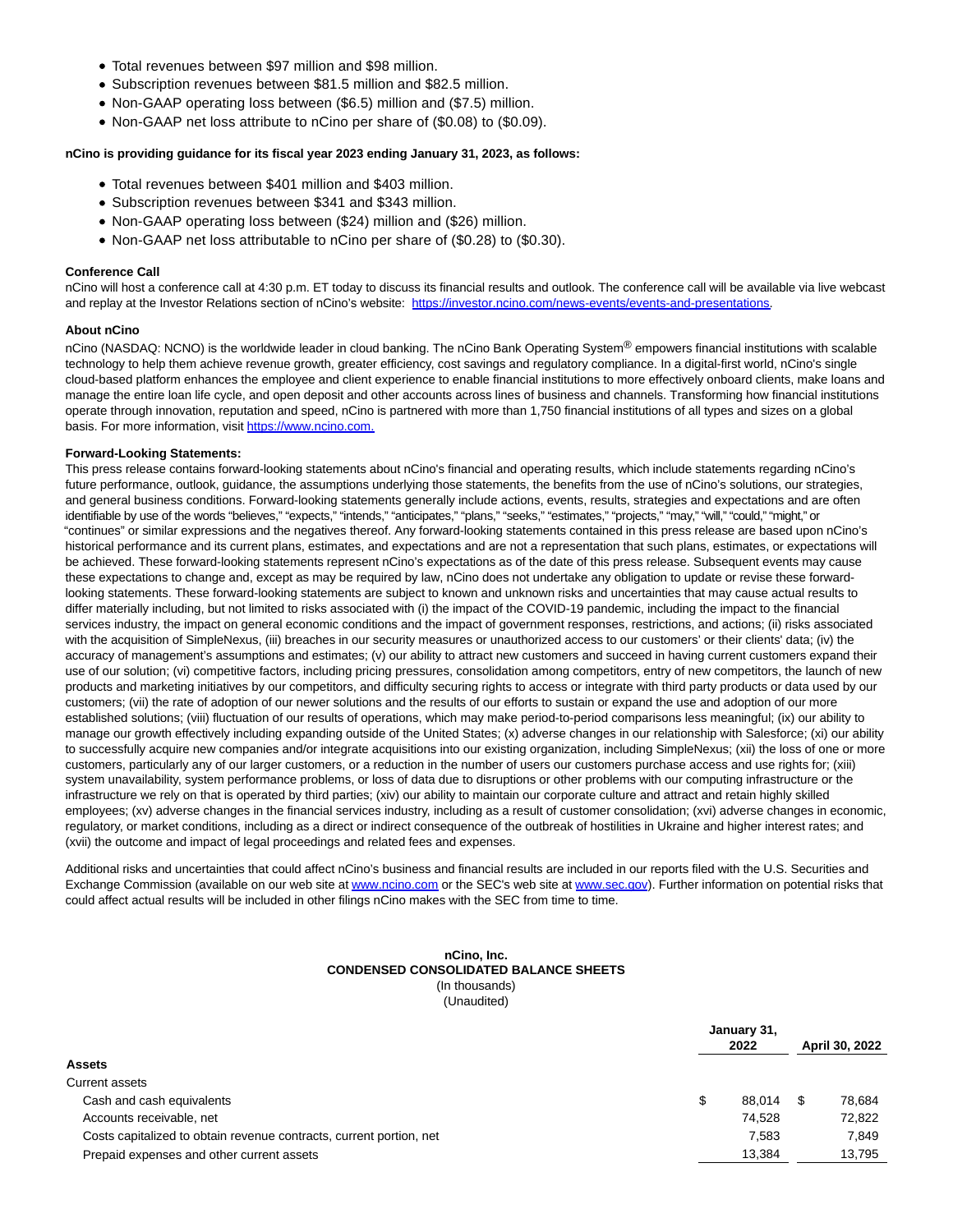- Total revenues between $97 million and $98 million.
- Subscription revenues between $81.5 million and $82.5 million.
- Non-GAAP operating loss between ($6.5) million and ($7.5) million.
- Non-GAAP net loss attribute to nCino per share of ($0.08) to ($0.09).

**nCino is providing guidance for its fiscal year 2023 ending January 31, 2023, as follows:**

- Total revenues between $401 million and $403 million.
- Subscription revenues between $341 and $343 million.
- Non-GAAP operating loss between ($24) million and ($26) million.
- Non-GAAP net loss attributable to nCino per share of ($0.28) to ($0.30).

**Conference Call**

nCino will host a conference call at 4:30 p.m. ET today to discuss its financial results and outlook. The conference call will be available via live webcast and replay at the Investor Relations section of nCino's website: https://investor.ncino.com/news-events/events-and-presentations.

**About nCino**

nCino (NASDAQ: NCNO) is the worldwide leader in cloud banking. The nCino Bank Operating System® empowers financial institutions with scalable technology to help them achieve revenue growth, greater efficiency, cost savings and regulatory compliance. In a digital-first world, nCino's single cloud-based platform enhances the employee and client experience to enable financial institutions to more effectively onboard clients, make loans and manage the entire loan life cycle, and open deposit and other accounts across lines of business and channels. Transforming how financial institutions operate through innovation, reputation and speed, nCino is partnered with more than 1,750 financial institutions of all types and sizes on a global basis. For more information, visit https://www.ncino.com.

**Forward-Looking Statements:**

This press release contains forward-looking statements about nCino's financial and operating results, which include statements regarding nCino's future performance, outlook, guidance, the assumptions underlying those statements, the benefits from the use of nCino's solutions, our strategies, and general business conditions. Forward-looking statements generally include actions, events, results, strategies and expectations and are often identifiable by use of the words "believes," "expects," "intends," "anticipates," "plans," "seeks," "estimates," "projects," "may," "will," "could," "might," or "continues" or similar expressions and the negatives thereof. Any forward-looking statements contained in this press release are based upon nCino's historical performance and its current plans, estimates, and expectations and are not a representation that such plans, estimates, or expectations will be achieved. These forward-looking statements represent nCino's expectations as of the date of this press release. Subsequent events may cause these expectations to change and, except as may be required by law, nCino does not undertake any obligation to update or revise these forward-looking statements. These forward-looking statements are subject to known and unknown risks and uncertainties that may cause actual results to differ materially including, but not limited to risks associated with (i) the impact of the COVID-19 pandemic, including the impact to the financial services industry, the impact on general economic conditions and the impact of government responses, restrictions, and actions; (ii) risks associated with the acquisition of SimpleNexus, (iii) breaches in our security measures or unauthorized access to our customers' or their clients' data; (iv) the accuracy of management's assumptions and estimates; (v) our ability to attract new customers and succeed in having current customers expand their use of our solution; (vi) competitive factors, including pricing pressures, consolidation among competitors, entry of new competitors, the launch of new products and marketing initiatives by our competitors, and difficulty securing rights to access or integrate with third party products or data used by our customers; (vii) the rate of adoption of our newer solutions and the results of our efforts to sustain or expand the use and adoption of our more established solutions; (viii) fluctuation of our results of operations, which may make period-to-period comparisons less meaningful; (ix) our ability to manage our growth effectively including expanding outside of the United States; (x) adverse changes in our relationship with Salesforce; (xi) our ability to successfully acquire new companies and/or integrate acquisitions into our existing organization, including SimpleNexus; (xii) the loss of one or more customers, particularly any of our larger customers, or a reduction in the number of users our customers purchase access and use rights for; (xiii) system unavailability, system performance problems, or loss of data due to disruptions or other problems with our computing infrastructure or the infrastructure we rely on that is operated by third parties; (xiv) our ability to maintain our corporate culture and attract and retain highly skilled employees; (xv) adverse changes in the financial services industry, including as a result of customer consolidation; (xvi) adverse changes in economic, regulatory, or market conditions, including as a direct or indirect consequence of the outbreak of hostilities in Ukraine and higher interest rates; and (xvii) the outcome and impact of legal proceedings and related fees and expenses.

Additional risks and uncertainties that could affect nCino's business and financial results are included in our reports filed with the U.S. Securities and Exchange Commission (available on our web site at www.ncino.com or the SEC's web site at www.sec.gov). Further information on potential risks that could affect actual results will be included in other filings nCino makes with the SEC from time to time.

**nCino, Inc.**
**CONDENSED CONSOLIDATED BALANCE SHEETS**
(In thousands)
(Unaudited)

| | January 31, 2022 | April 30, 2022 |
|---|---|---|
| **Assets** | | |
| Current assets | | |
| Cash and cash equivalents | $ 88,014 | $ 78,684 |
| Accounts receivable, net | 74,528 | 72,822 |
| Costs capitalized to obtain revenue contracts, current portion, net | 7,583 | 7,849 |
| Prepaid expenses and other current assets | 13,384 | 13,795 |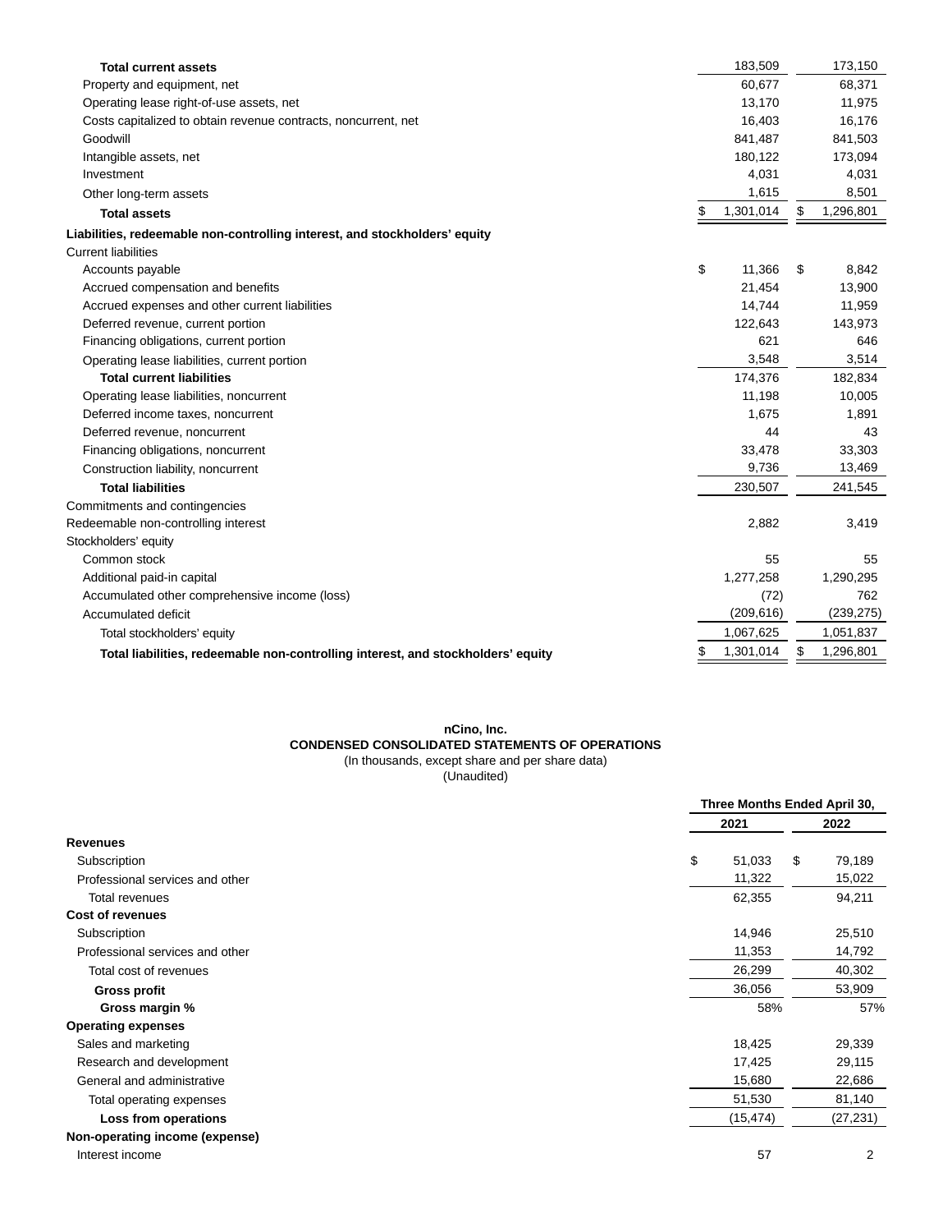| | | |
|---|---|---|
| **Total current assets** | 183,509 | 173,150 |
| Property and equipment, net | 60,677 | 68,371 |
| Operating lease right-of-use assets, net | 13,170 | 11,975 |
| Costs capitalized to obtain revenue contracts, noncurrent, net | 16,403 | 16,176 |
| Goodwill | 841,487 | 841,503 |
| Intangible assets, net | 180,122 | 173,094 |
| Investment | 4,031 | 4,031 |
| Other long-term assets | 1,615 | 8,501 |
| **Total assets** | $ 1,301,014 | $ 1,296,801 |
| **Liabilities, redeemable non-controlling interest, and stockholders' equity** | | |
| Current liabilities | | |
| Accounts payable | $ 11,366 | $ 8,842 |
| Accrued compensation and benefits | 21,454 | 13,900 |
| Accrued expenses and other current liabilities | 14,744 | 11,959 |
| Deferred revenue, current portion | 122,643 | 143,973 |
| Financing obligations, current portion | 621 | 646 |
| Operating lease liabilities, current portion | 3,548 | 3,514 |
| **Total current liabilities** | 174,376 | 182,834 |
| Operating lease liabilities, noncurrent | 11,198 | 10,005 |
| Deferred income taxes, noncurrent | 1,675 | 1,891 |
| Deferred revenue, noncurrent | 44 | 43 |
| Financing obligations, noncurrent | 33,478 | 33,303 |
| Construction liability, noncurrent | 9,736 | 13,469 |
| **Total liabilities** | 230,507 | 241,545 |
| Commitments and contingencies | | |
| Redeemable non-controlling interest | 2,882 | 3,419 |
| Stockholders' equity | | |
| Common stock | 55 | 55 |
| Additional paid-in capital | 1,277,258 | 1,290,295 |
| Accumulated other comprehensive income (loss) | (72) | 762 |
| Accumulated deficit | (209,616) | (239,275) |
| Total stockholders' equity | 1,067,625 | 1,051,837 |
| **Total liabilities, redeemable non-controlling interest, and stockholders' equity** | $ 1,301,014 | $ 1,296,801 |

**nCino, Inc.**
**CONDENSED CONSOLIDATED STATEMENTS OF OPERATIONS**
(In thousands, except share and per share data)
(Unaudited)

| | Three Months Ended April 30, | |
|---|---|---|
| | 2021 | 2022 |
| **Revenues** | | |
| Subscription | $ 51,033 | $ 79,189 |
| Professional services and other | 11,322 | 15,022 |
| Total revenues | 62,355 | 94,211 |
| **Cost of revenues** | | |
| Subscription | 14,946 | 25,510 |
| Professional services and other | 11,353 | 14,792 |
| Total cost of revenues | 26,299 | 40,302 |
| **Gross profit** | 36,056 | 53,909 |
| **Gross margin %** | 58% | 57% |
| **Operating expenses** | | |
| Sales and marketing | 18,425 | 29,339 |
| Research and development | 17,425 | 29,115 |
| General and administrative | 15,680 | 22,686 |
| Total operating expenses | 51,530 | 81,140 |
| **Loss from operations** | (15,474) | (27,231) |
| **Non-operating income (expense)** | | |
| Interest income | 57 | 2 |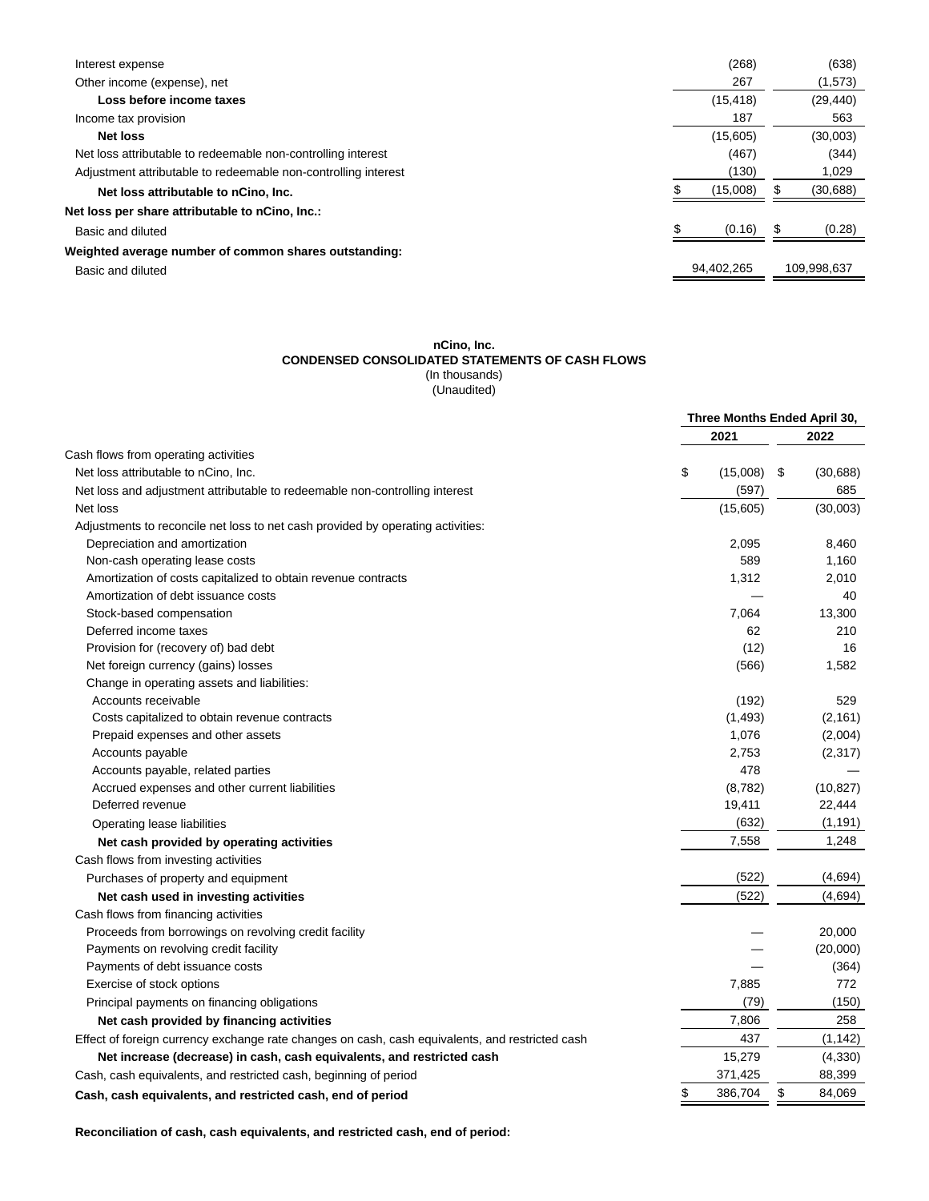| | | |
|---|---|---|
| Interest expense | (268) | (638) |
| Other income (expense), net | 267 | (1,573) |
| **Loss before income taxes** | (15,418) | (29,440) |
| Income tax provision | 187 | 563 |
| **Net loss** | (15,605) | (30,003) |
| Net loss attributable to redeemable non-controlling interest | (467) | (344) |
| Adjustment attributable to redeemable non-controlling interest | (130) | 1,029 |
| **Net loss attributable to nCino, Inc.** | $ (15,008) | $ (30,688) |
| **Net loss per share attributable to nCino, Inc.:** | | |
| Basic and diluted | $ (0.16) | $ (0.28) |
| **Weighted average number of common shares outstanding:** | | |
| Basic and diluted | 94,402,265 | 109,998,637 |

**nCino, Inc.**
**CONDENSED CONSOLIDATED STATEMENTS OF CASH FLOWS**
(In thousands)
(Unaudited)

| | Three Months Ended April 30, | |
|---|---|---|
| | **2021** | **2022** |
| Cash flows from operating activities | | |
| Net loss attributable to nCino, Inc. | $ (15,008) | $ (30,688) |
| Net loss and adjustment attributable to redeemable non-controlling interest | (597) | 685 |
| Net loss | (15,605) | (30,003) |
| Adjustments to reconcile net loss to net cash provided by operating activities: | | |
| Depreciation and amortization | 2,095 | 8,460 |
| Non-cash operating lease costs | 589 | 1,160 |
| Amortization of costs capitalized to obtain revenue contracts | 1,312 | 2,010 |
| Amortization of debt issuance costs | — | 40 |
| Stock-based compensation | 7,064 | 13,300 |
| Deferred income taxes | 62 | 210 |
| Provision for (recovery of) bad debt | (12) | 16 |
| Net foreign currency (gains) losses | (566) | 1,582 |
| Change in operating assets and liabilities: | | |
| Accounts receivable | (192) | 529 |
| Costs capitalized to obtain revenue contracts | (1,493) | (2,161) |
| Prepaid expenses and other assets | 1,076 | (2,004) |
| Accounts payable | 2,753 | (2,317) |
| Accounts payable, related parties | 478 | — |
| Accrued expenses and other current liabilities | (8,782) | (10,827) |
| Deferred revenue | 19,411 | 22,444 |
| Operating lease liabilities | (632) | (1,191) |
| **Net cash provided by operating activities** | 7,558 | 1,248 |
| Cash flows from investing activities | | |
| Purchases of property and equipment | (522) | (4,694) |
| **Net cash used in investing activities** | (522) | (4,694) |
| Cash flows from financing activities | | |
| Proceeds from borrowings on revolving credit facility | — | 20,000 |
| Payments on revolving credit facility | — | (20,000) |
| Payments of debt issuance costs | — | (364) |
| Exercise of stock options | 7,885 | 772 |
| Principal payments on financing obligations | (79) | (150) |
| **Net cash provided by financing activities** | 7,806 | 258 |
| Effect of foreign currency exchange rate changes on cash, cash equivalents, and restricted cash | 437 | (1,142) |
| **Net increase (decrease) in cash, cash equivalents, and restricted cash** | 15,279 | (4,330) |
| Cash, cash equivalents, and restricted cash, beginning of period | 371,425 | 88,399 |
| **Cash, cash equivalents, and restricted cash, end of period** | $ 386,704 | $ 84,069 |

**Reconciliation of cash, cash equivalents, and restricted cash, end of period:**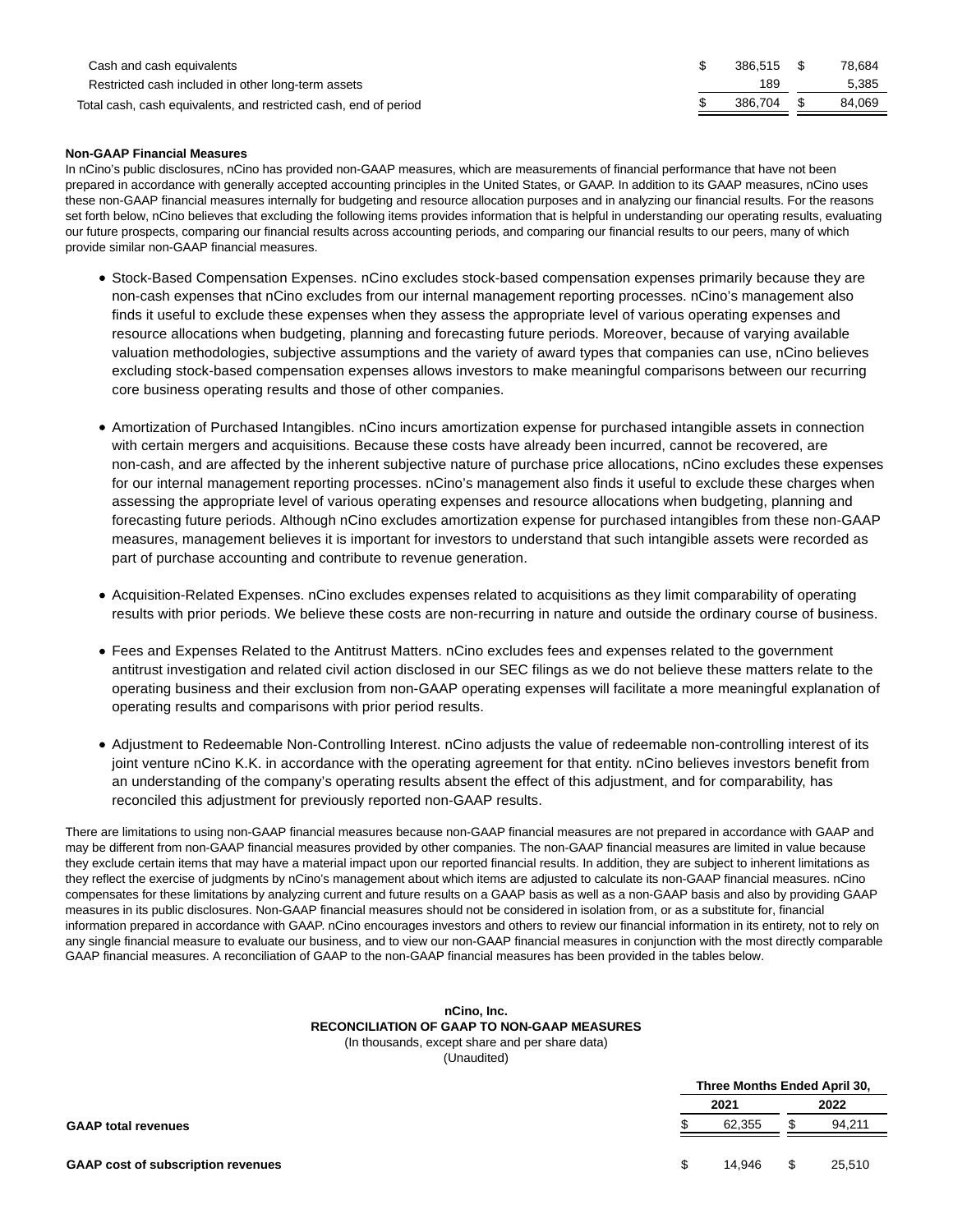| | | |
|---|---|---|
| Cash and cash equivalents | $ 386,515 | $ 78,684 |
| Restricted cash included in other long-term assets | 189 | 5,385 |
| Total cash, cash equivalents, and restricted cash, end of period | $ 386,704 | $ 84,069 |

**Non-GAAP Financial Measures**

In nCino's public disclosures, nCino has provided non-GAAP measures, which are measurements of financial performance that have not been prepared in accordance with generally accepted accounting principles in the United States, or GAAP. In addition to its GAAP measures, nCino uses these non-GAAP financial measures internally for budgeting and resource allocation purposes and in analyzing our financial results. For the reasons set forth below, nCino believes that excluding the following items provides information that is helpful in understanding our operating results, evaluating our future prospects, comparing our financial results across accounting periods, and comparing our financial results to our peers, many of which provide similar non-GAAP financial measures.

- Stock-Based Compensation Expenses. nCino excludes stock-based compensation expenses primarily because they are non-cash expenses that nCino excludes from our internal management reporting processes. nCino's management also finds it useful to exclude these expenses when they assess the appropriate level of various operating expenses and resource allocations when budgeting, planning and forecasting future periods. Moreover, because of varying available valuation methodologies, subjective assumptions and the variety of award types that companies can use, nCino believes excluding stock-based compensation expenses allows investors to make meaningful comparisons between our recurring core business operating results and those of other companies.

- Amortization of Purchased Intangibles. nCino incurs amortization expense for purchased intangible assets in connection with certain mergers and acquisitions. Because these costs have already been incurred, cannot be recovered, are non-cash, and are affected by the inherent subjective nature of purchase price allocations, nCino excludes these expenses for our internal management reporting processes. nCino's management also finds it useful to exclude these charges when assessing the appropriate level of various operating expenses and resource allocations when budgeting, planning and forecasting future periods. Although nCino excludes amortization expense for purchased intangibles from these non-GAAP measures, management believes it is important for investors to understand that such intangible assets were recorded as part of purchase accounting and contribute to revenue generation.

- Acquisition-Related Expenses. nCino excludes expenses related to acquisitions as they limit comparability of operating results with prior periods. We believe these costs are non-recurring in nature and outside the ordinary course of business.

- Fees and Expenses Related to the Antitrust Matters. nCino excludes fees and expenses related to the government antitrust investigation and related civil action disclosed in our SEC filings as we do not believe these matters relate to the operating business and their exclusion from non-GAAP operating expenses will facilitate a more meaningful explanation of operating results and comparisons with prior period results.

- Adjustment to Redeemable Non-Controlling Interest. nCino adjusts the value of redeemable non-controlling interest of its joint venture nCino K.K. in accordance with the operating agreement for that entity. nCino believes investors benefit from an understanding of the company's operating results absent the effect of this adjustment, and for comparability, has reconciled this adjustment for previously reported non-GAAP results.

There are limitations to using non-GAAP financial measures because non-GAAP financial measures are not prepared in accordance with GAAP and may be different from non-GAAP financial measures provided by other companies. The non-GAAP financial measures are limited in value because they exclude certain items that may have a material impact upon our reported financial results. In addition, they are subject to inherent limitations as they reflect the exercise of judgments by nCino's management about which items are adjusted to calculate its non-GAAP financial measures. nCino compensates for these limitations by analyzing current and future results on a GAAP basis as well as a non-GAAP basis and also by providing GAAP measures in its public disclosures. Non-GAAP financial measures should not be considered in isolation from, or as a substitute for, financial information prepared in accordance with GAAP. nCino encourages investors and others to review our financial information in its entirety, not to rely on any single financial measure to evaluate our business, and to view our non-GAAP financial measures in conjunction with the most directly comparable GAAP financial measures. A reconciliation of GAAP to the non-GAAP financial measures has been provided in the tables below.

**nCino, Inc.**
**RECONCILIATION OF GAAP TO NON-GAAP MEASURES**
(In thousands, except share and per share data)
(Unaudited)

| | Three Months Ended April 30, | |
|---|---|---|
| | 2021 | 2022 |
| **GAAP total revenues** | $ 62,355 | $ 94,211 |
| **GAAP cost of subscription revenues** | $ 14,946 | $ 25,510 |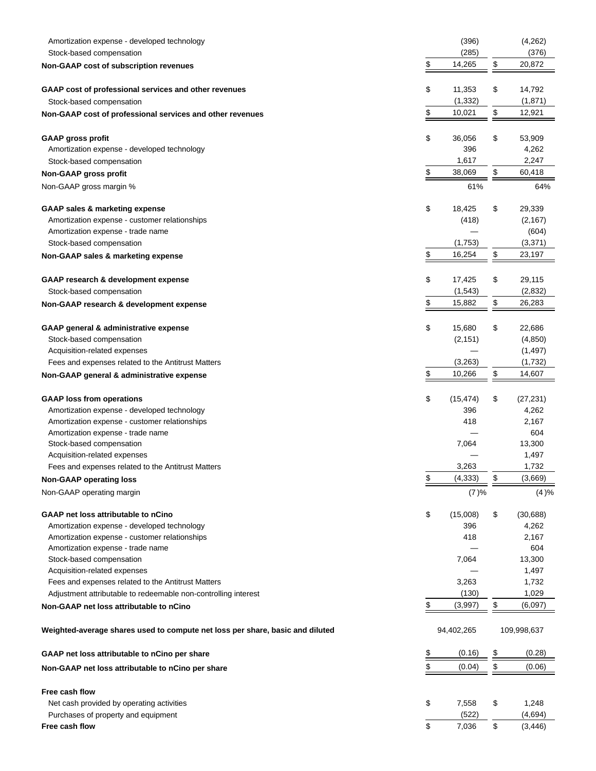| | | |
|---|---|---|
| Amortization expense - developed technology | (396) | (4,262) |
| Stock-based compensation | (285) | (376) |
| **Non-GAAP cost of subscription revenues** | $ 14,265 | $ 20,872 |
| | | |
| **GAAP cost of professional services and other revenues** | $ 11,353 | $ 14,792 |
| Stock-based compensation | (1,332) | (1,871) |
| **Non-GAAP cost of professional services and other revenues** | $ 10,021 | $ 12,921 |
| | | |
| **GAAP gross profit** | $ 36,056 | $ 53,909 |
| Amortization expense - developed technology | 396 | 4,262 |
| Stock-based compensation | 1,617 | 2,247 |
| **Non-GAAP gross profit** | $ 38,069 | $ 60,418 |
| Non-GAAP gross margin % | 61% | 64% |
| | | |
| **GAAP sales & marketing expense** | $ 18,425 | $ 29,339 |
| Amortization expense - customer relationships | (418) | (2,167) |
| Amortization expense - trade name | — | (604) |
| Stock-based compensation | (1,753) | (3,371) |
| **Non-GAAP sales & marketing expense** | $ 16,254 | $ 23,197 |
| | | |
| **GAAP research & development expense** | $ 17,425 | $ 29,115 |
| Stock-based compensation | (1,543) | (2,832) |
| **Non-GAAP research & development expense** | $ 15,882 | $ 26,283 |
| | | |
| **GAAP general & administrative expense** | $ 15,680 | $ 22,686 |
| Stock-based compensation | (2,151) | (4,850) |
| Acquisition-related expenses | — | (1,497) |
| Fees and expenses related to the Antitrust Matters | (3,263) | (1,732) |
| **Non-GAAP general & administrative expense** | $ 10,266 | $ 14,607 |
| | | |
| **GAAP loss from operations** | $ (15,474) | $ (27,231) |
| Amortization expense - developed technology | 396 | 4,262 |
| Amortization expense - customer relationships | 418 | 2,167 |
| Amortization expense - trade name | — | 604 |
| Stock-based compensation | 7,064 | 13,300 |
| Acquisition-related expenses | — | 1,497 |
| Fees and expenses related to the Antitrust Matters | 3,263 | 1,732 |
| **Non-GAAP operating loss** | $ (4,333) | $ (3,669) |
| Non-GAAP operating margin | (7)% | (4)% |
| | | |
| **GAAP net loss attributable to nCino** | $ (15,008) | $ (30,688) |
| Amortization expense - developed technology | 396 | 4,262 |
| Amortization expense - customer relationships | 418 | 2,167 |
| Amortization expense - trade name | — | 604 |
| Stock-based compensation | 7,064 | 13,300 |
| Acquisition-related expenses | — | 1,497 |
| Fees and expenses related to the Antitrust Matters | 3,263 | 1,732 |
| Adjustment attributable to redeemable non-controlling interest | (130) | 1,029 |
| **Non-GAAP net loss attributable to nCino** | $ (3,997) | $ (6,097) |
| | | |
| **Weighted-average shares used to compute net loss per share, basic and diluted** | 94,402,265 | 109,998,637 |
| | | |
| **GAAP net loss attributable to nCino per share** | $ (0.16) | $ (0.28) |
| **Non-GAAP net loss attributable to nCino per share** | $ (0.04) | $ (0.06) |
| | | |
| **Free cash flow** | | |
| Net cash provided by operating activities | $ 7,558 | $ 1,248 |
| Purchases of property and equipment | (522) | (4,694) |
| **Free cash flow** | $ 7,036 | $ (3,446) |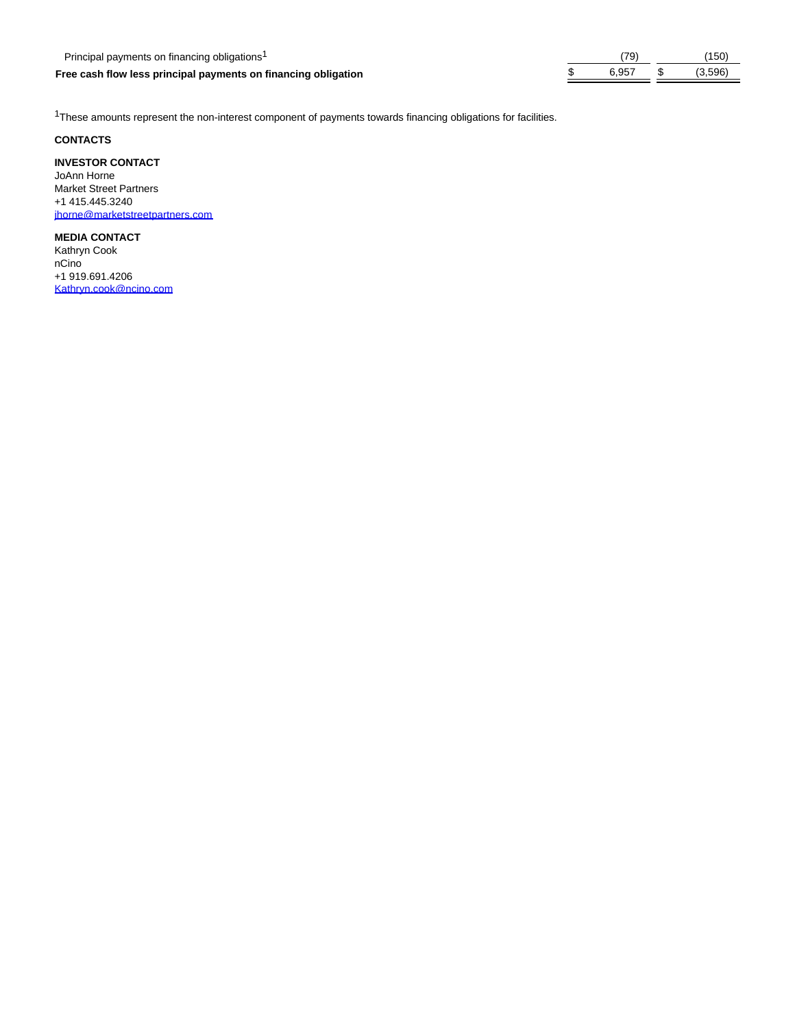| | | |
|---|---|---|
| Principal payments on financing obligations[1] | (79) | (150) |
| **Free cash flow less principal payments on financing obligation** | $ 6,957 | $ (3,596) |

[1]These amounts represent the non-interest component of payments towards financing obligations for facilities.

**CONTACTS**

**INVESTOR CONTACT**
JoAnn Horne
Market Street Partners
+1 415.445.3240
jhorne@marketstreetpartners.com

**MEDIA CONTACT**
Kathryn Cook
nCino
+1 919.691.4206
Kathryn.cook@ncino.com